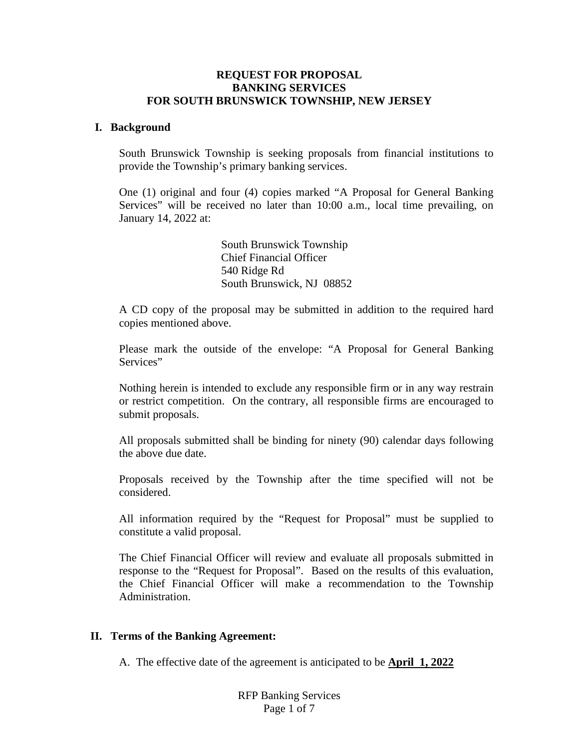# REQUEST FOR PROPOSAL
# BANKING SERVICES
# FOR SOUTH BRUNSWICK TOWNSHIP, NEW JERSEY

## I. Background

South Brunswick Township is seeking proposals from financial institutions to provide the Township's primary banking services.

One (1) original and four (4) copies marked "A Proposal for General Banking Services" will be received no later than 10:00 a.m., local time prevailing, on January 14, 2022 at:

South Brunswick Township
Chief Financial Officer
540 Ridge Rd
South Brunswick, NJ 08852

A CD copy of the proposal may be submitted in addition to the required hard copies mentioned above.

Please mark the outside of the envelope: "A Proposal for General Banking Services"

Nothing herein is intended to exclude any responsible firm or in any way restrain or restrict competition. On the contrary, all responsible firms are encouraged to submit proposals.

All proposals submitted shall be binding for ninety (90) calendar days following the above due date.

Proposals received by the Township after the time specified will not be considered.

All information required by the "Request for Proposal" must be supplied to constitute a valid proposal.

The Chief Financial Officer will review and evaluate all proposals submitted in response to the "Request for Proposal". Based on the results of this evaluation, the Chief Financial Officer will make a recommendation to the Township Administration.

## II. Terms of the Banking Agreement:

A. The effective date of the agreement is anticipated to be **April 1, 2022**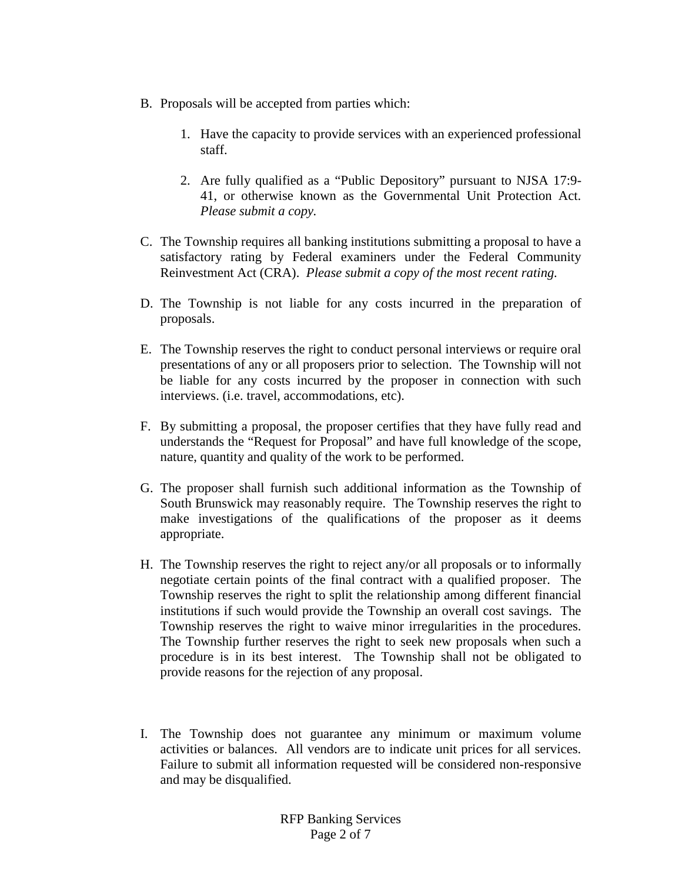B. Proposals will be accepted from parties which:

   1. Have the capacity to provide services with an experienced professional staff.

   2. Are fully qualified as a "Public Depository" pursuant to NJSA 17:9-41, or otherwise known as the Governmental Unit Protection Act. *Please submit a copy.*

C. The Township requires all banking institutions submitting a proposal to have a satisfactory rating by Federal examiners under the Federal Community Reinvestment Act (CRA). *Please submit a copy of the most recent rating.*

D. The Township is not liable for any costs incurred in the preparation of proposals.

E. The Township reserves the right to conduct personal interviews or require oral presentations of any or all proposers prior to selection. The Township will not be liable for any costs incurred by the proposer in connection with such interviews. (i.e. travel, accommodations, etc).

F. By submitting a proposal, the proposer certifies that they have fully read and understands the "Request for Proposal" and have full knowledge of the scope, nature, quantity and quality of the work to be performed.

G. The proposer shall furnish such additional information as the Township of South Brunswick may reasonably require. The Township reserves the right to make investigations of the qualifications of the proposer as it deems appropriate.

H. The Township reserves the right to reject any/or all proposals or to informally negotiate certain points of the final contract with a qualified proposer. The Township reserves the right to split the relationship among different financial institutions if such would provide the Township an overall cost savings. The Township reserves the right to waive minor irregularities in the procedures. The Township further reserves the right to seek new proposals when such a procedure is in its best interest. The Township shall not be obligated to provide reasons for the rejection of any proposal.

I. The Township does not guarantee any minimum or maximum volume activities or balances. All vendors are to indicate unit prices for all services. Failure to submit all information requested will be considered non-responsive and may be disqualified.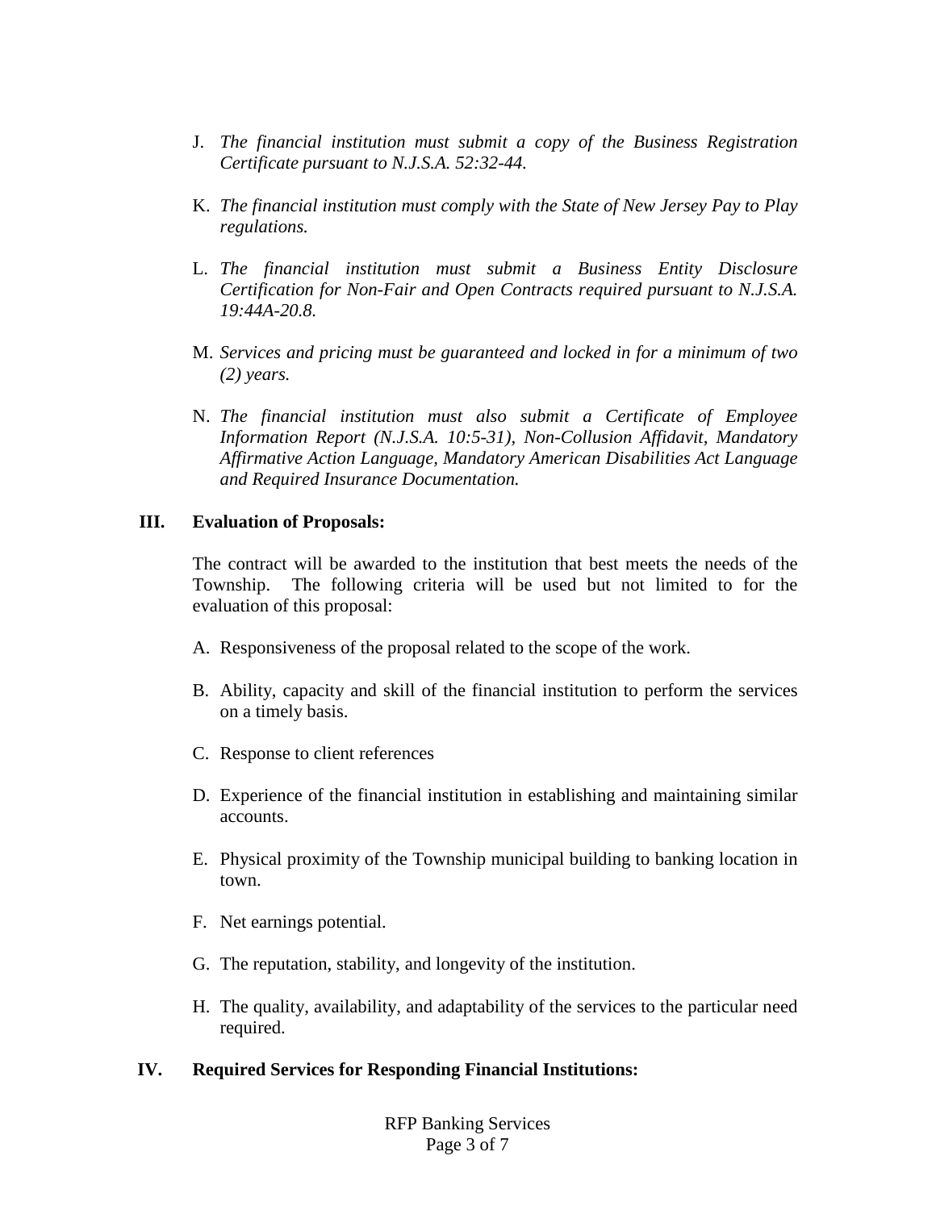J. *The financial institution must submit a copy of the Business Registration Certificate pursuant to N.J.S.A. 52:32-44.*

K. *The financial institution must comply with the State of New Jersey Pay to Play regulations.*

L. *The financial institution must submit a Business Entity Disclosure Certification for Non-Fair and Open Contracts required pursuant to N.J.S.A. 19:44A-20.8.*

M. *Services and pricing must be guaranteed and locked in for a minimum of two (2) years.*

N. *The financial institution must also submit a Certificate of Employee Information Report (N.J.S.A. 10:5-31), Non-Collusion Affidavit, Mandatory Affirmative Action Language, Mandatory American Disabilities Act Language and Required Insurance Documentation.*

## III. Evaluation of Proposals:

The contract will be awarded to the institution that best meets the needs of the Township. The following criteria will be used but not limited to for the evaluation of this proposal:

A. Responsiveness of the proposal related to the scope of the work.

B. Ability, capacity and skill of the financial institution to perform the services on a timely basis.

C. Response to client references

D. Experience of the financial institution in establishing and maintaining similar accounts.

E. Physical proximity of the Township municipal building to banking location in town.

F. Net earnings potential.

G. The reputation, stability, and longevity of the institution.

H. The quality, availability, and adaptability of the services to the particular need required.

## IV. Required Services for Responding Financial Institutions: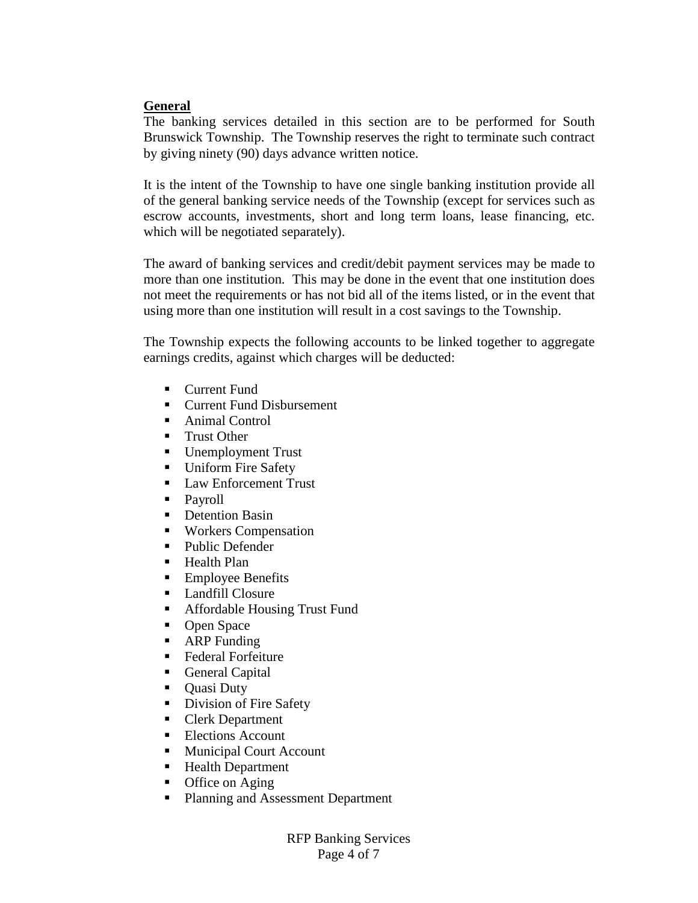**General**

The banking services detailed in this section are to be performed for South Brunswick Township. The Township reserves the right to terminate such contract by giving ninety (90) days advance written notice.

It is the intent of the Township to have one single banking institution provide all of the general banking service needs of the Township (except for services such as escrow accounts, investments, short and long term loans, lease financing, etc. which will be negotiated separately).

The award of banking services and credit/debit payment services may be made to more than one institution. This may be done in the event that one institution does not meet the requirements or has not bid all of the items listed, or in the event that using more than one institution will result in a cost savings to the Township.

The Township expects the following accounts to be linked together to aggregate earnings credits, against which charges will be deducted:

- Current Fund
- Current Fund Disbursement
- Animal Control
- Trust Other
- Unemployment Trust
- Uniform Fire Safety
- Law Enforcement Trust
- Payroll
- Detention Basin
- Workers Compensation
- Public Defender
- Health Plan
- Employee Benefits
- Landfill Closure
- Affordable Housing Trust Fund
- Open Space
- ARP Funding
- Federal Forfeiture
- General Capital
- Quasi Duty
- Division of Fire Safety
- Clerk Department
- Elections Account
- Municipal Court Account
- Health Department
- Office on Aging
- Planning and Assessment Department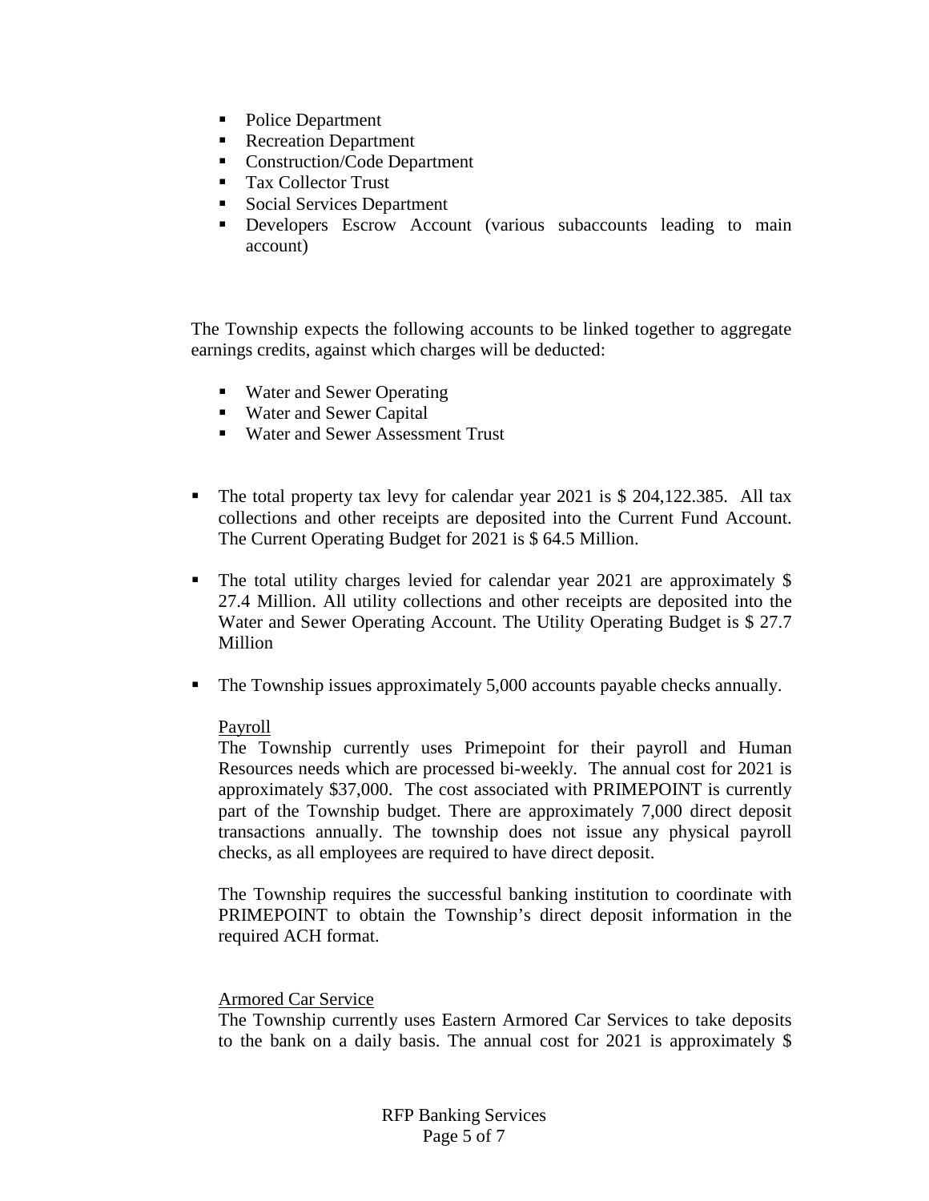- Police Department
- Recreation Department
- Construction/Code Department
- Tax Collector Trust
- Social Services Department
- Developers Escrow Account (various subaccounts leading to main account)

The Township expects the following accounts to be linked together to aggregate earnings credits, against which charges will be deducted:

- Water and Sewer Operating
- Water and Sewer Capital
- Water and Sewer Assessment Trust

- The total property tax levy for calendar year 2021 is $ 204,122.385. All tax collections and other receipts are deposited into the Current Fund Account. The Current Operating Budget for 2021 is $ 64.5 Million.
- The total utility charges levied for calendar year 2021 are approximately $ 27.4 Million. All utility collections and other receipts are deposited into the Water and Sewer Operating Account. The Utility Operating Budget is $ 27.7 Million
- The Township issues approximately 5,000 accounts payable checks annually.

  <u>Payroll</u>
  The Township currently uses Primepoint for their payroll and Human Resources needs which are processed bi-weekly. The annual cost for 2021 is approximately $37,000. The cost associated with PRIMEPOINT is currently part of the Township budget. There are approximately 7,000 direct deposit transactions annually. The township does not issue any physical payroll checks, as all employees are required to have direct deposit.

  The Township requires the successful banking institution to coordinate with PRIMEPOINT to obtain the Township's direct deposit information in the required ACH format.

  <u>Armored Car Service</u>
  The Township currently uses Eastern Armored Car Services to take deposits to the bank on a daily basis. The annual cost for 2021 is approximately $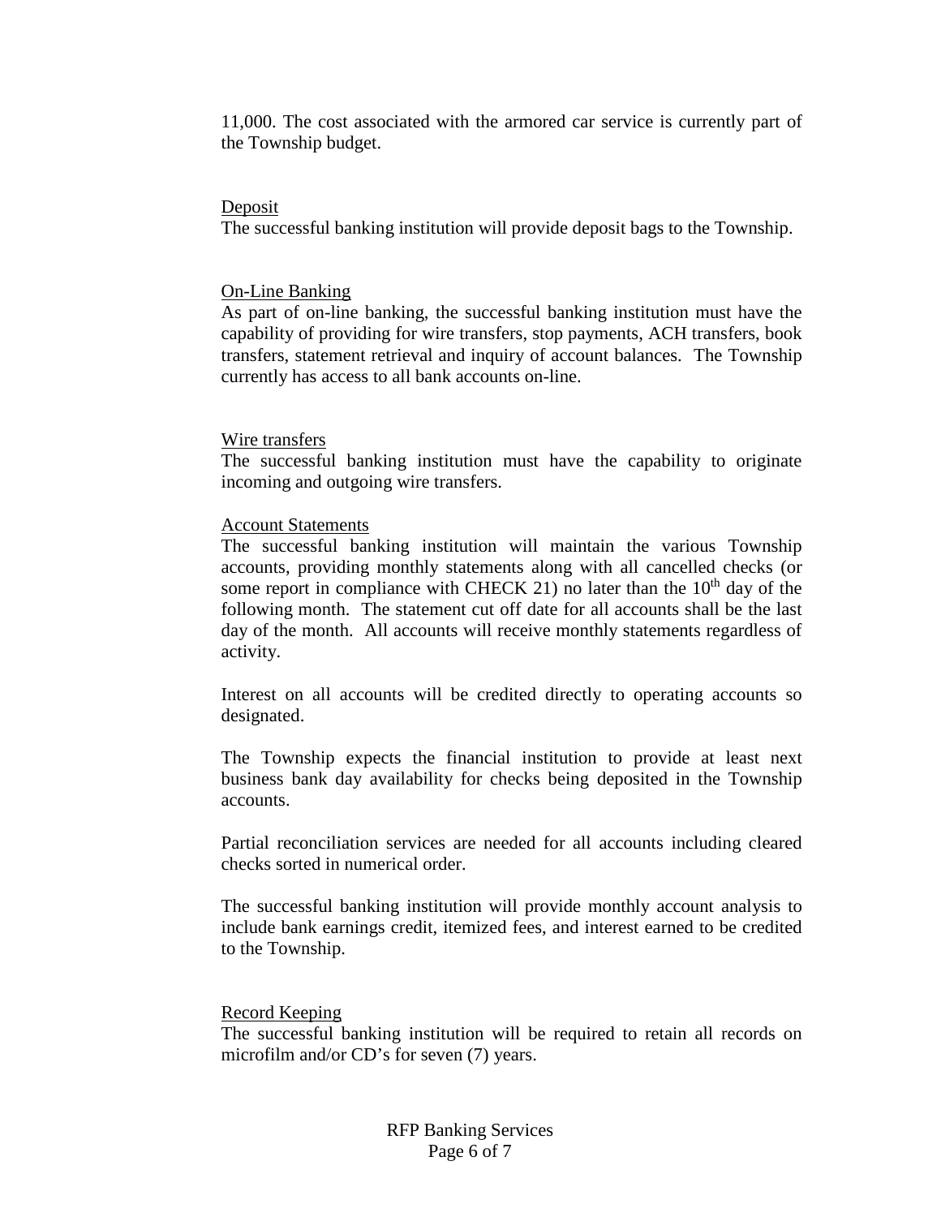11,000. The cost associated with the armored car service is currently part of the Township budget.

<u>Deposit</u>

The successful banking institution will provide deposit bags to the Township.

<u>On-Line Banking</u>

As part of on-line banking, the successful banking institution must have the capability of providing for wire transfers, stop payments, ACH transfers, book transfers, statement retrieval and inquiry of account balances. The Township currently has access to all bank accounts on-line.

<u>Wire transfers</u>

The successful banking institution must have the capability to originate incoming and outgoing wire transfers.

<u>Account Statements</u>

The successful banking institution will maintain the various Township accounts, providing monthly statements along with all cancelled checks (or some report in compliance with CHECK 21) no later than the 10th day of the following month. The statement cut off date for all accounts shall be the last day of the month. All accounts will receive monthly statements regardless of activity.

Interest on all accounts will be credited directly to operating accounts so designated.

The Township expects the financial institution to provide at least next business bank day availability for checks being deposited in the Township accounts.

Partial reconciliation services are needed for all accounts including cleared checks sorted in numerical order.

The successful banking institution will provide monthly account analysis to include bank earnings credit, itemized fees, and interest earned to be credited to the Township.

<u>Record Keeping</u>

The successful banking institution will be required to retain all records on microfilm and/or CD's for seven (7) years.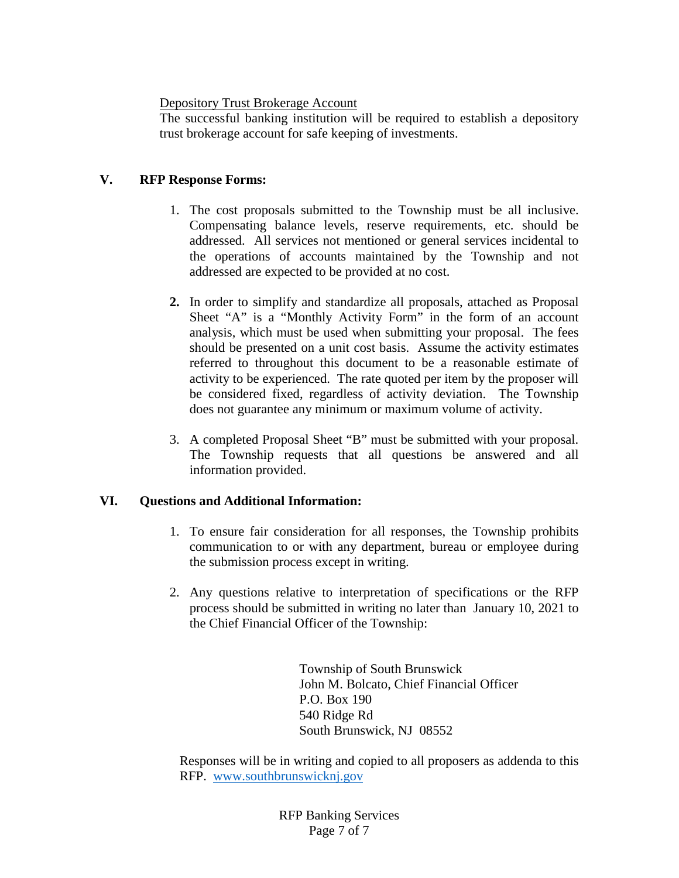Depository Trust Brokerage Account

The successful banking institution will be required to establish a depository trust brokerage account for safe keeping of investments.

## V. RFP Response Forms:

1. The cost proposals submitted to the Township must be all inclusive. Compensating balance levels, reserve requirements, etc. should be addressed. All services not mentioned or general services incidental to the operations of accounts maintained by the Township and not addressed are expected to be provided at no cost.

2. In order to simplify and standardize all proposals, attached as Proposal Sheet "A" is a "Monthly Activity Form" in the form of an account analysis, which must be used when submitting your proposal. The fees should be presented on a unit cost basis. Assume the activity estimates referred to throughout this document to be a reasonable estimate of activity to be experienced. The rate quoted per item by the proposer will be considered fixed, regardless of activity deviation. The Township does not guarantee any minimum or maximum volume of activity.

3. A completed Proposal Sheet "B" must be submitted with your proposal. The Township requests that all questions be answered and all information provided.

## VI. Questions and Additional Information:

1. To ensure fair consideration for all responses, the Township prohibits communication to or with any department, bureau or employee during the submission process except in writing.

2. Any questions relative to interpretation of specifications or the RFP process should be submitted in writing no later than January 10, 2021 to the Chief Financial Officer of the Township:

   Township of South Brunswick
   John M. Bolcato, Chief Financial Officer
   P.O. Box 190
   540 Ridge Rd
   South Brunswick, NJ 08552

Responses will be in writing and copied to all proposers as addenda to this RFP. www.southbrunswicknj.gov